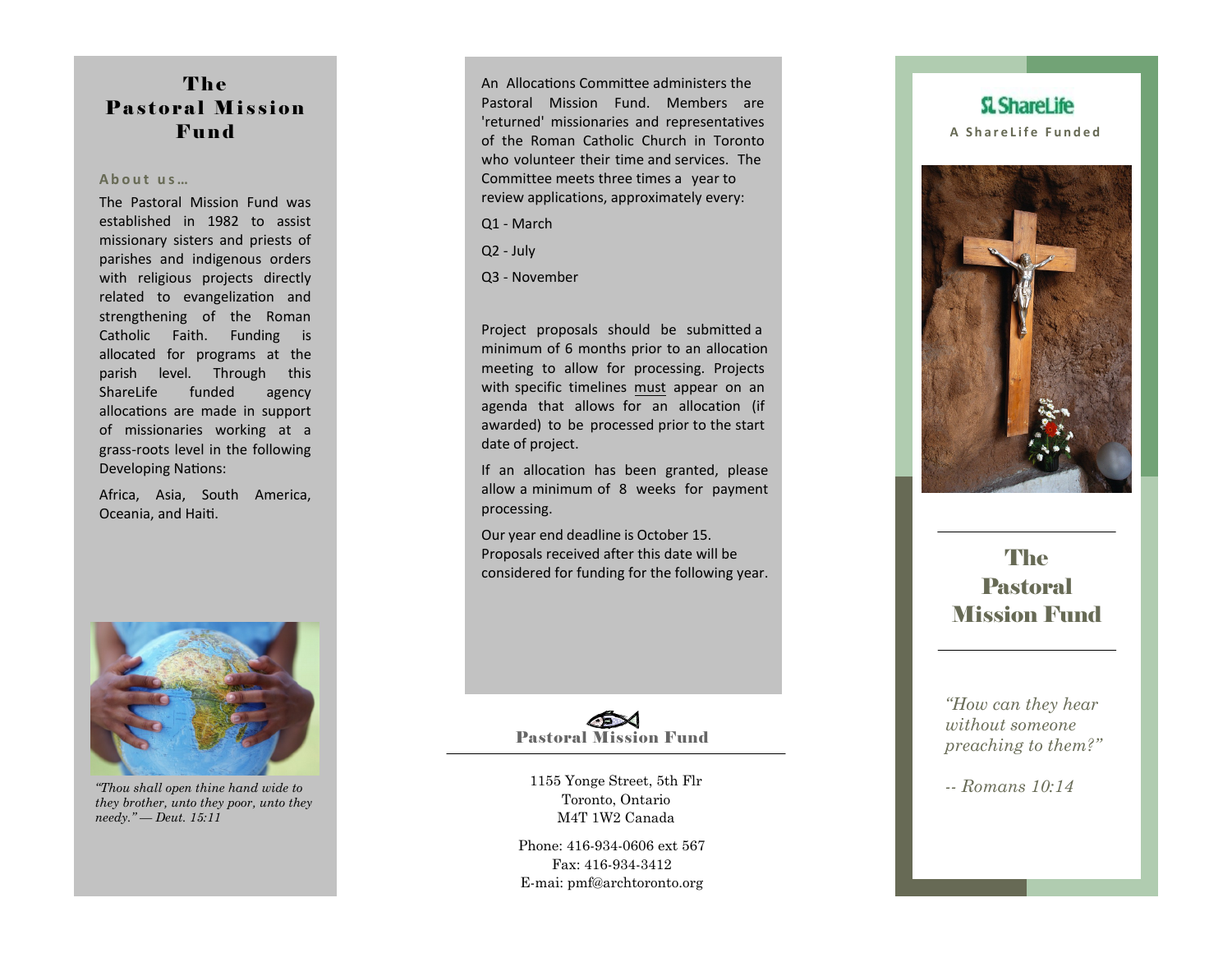# The Pastoral Mission Fund

### About us…

The Pastoral Mission Fund was established in 1982 to assist missionary sisters and priests of parishes and indigenous orders with religious projects directly related to evangelization and strengthening of the Roman Catholic Faith. Funding is allocated for programs at the parish level. Through this ShareLife funded agency allocations are made in support of missionaries working at a grass-roots level in the following Developing Nations:

Africa, Asia, South America, Oceania, and Haiti.

*"Thou shall open thine hand wide to they brother, unto they poor, unto they needy." — Deut. 15:11*

An Allocations Committee administers the Pastoral Mission Fund. Members are 'returned' missionaries and representatives of the Roman Catholic Church in Toronto who volunteer their time and services. The Committee meets three times a year to review applications, approximately every:

Q1 - March

Q2 - July

Q3 - November

Project proposals should be submitted a minimum of 6 months prior to an allocation meeting to allow for processing. Projects with specific timelines must appear on an agenda that allows for an allocation (if awarded) to be processed prior to the start date of project.

If an allocation has been granted, please allow a minimum of 8 weeks for payment processing.

Our year end deadline is October 15. Proposals received after this date will be considered for funding for the following year.

**Pastoral Mission Fund**

1155 Yonge Street, 5th Flr
Toronto, Ontario
M4T 1W2 Canada

Phone: 416-934-0606 ext 567
Fax: 416-934-3412
E-mai: pmf@archtoronto.org

ShareLife

A ShareLife Funded

# The Pastoral Mission Fund

*"How can they hear without someone preaching to them?"*

*-- Romans 10:14*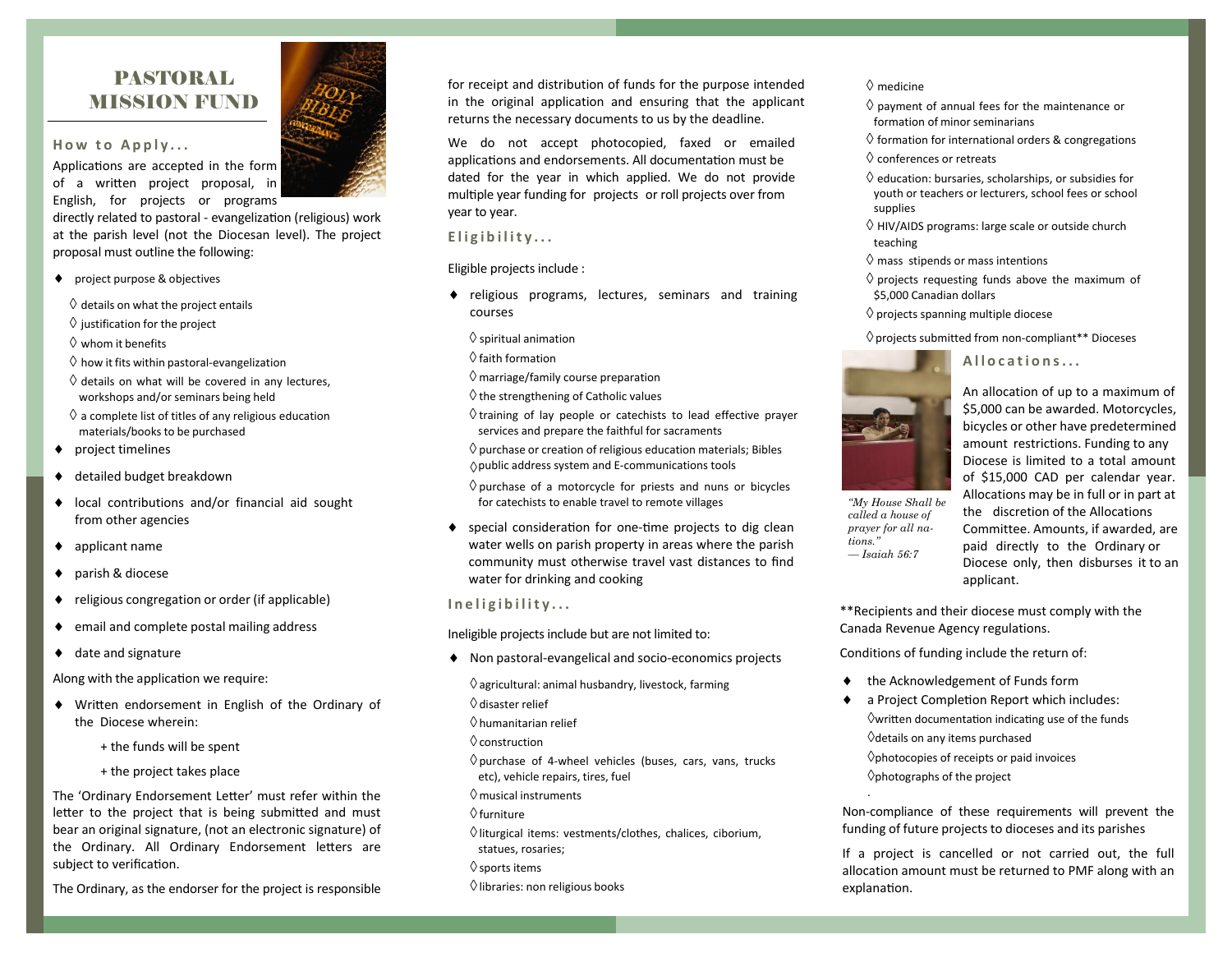# PASTORAL MISSION FUND

## How to Apply...

Applications are accepted in the form of a written project proposal, in English, for projects or programs directly related to pastoral - evangelization (religious) work at the parish level (not the Diocesan level). The project proposal must outline the following:

- project purpose & objectives
  - ◊ details on what the project entails
  - ◊ justification for the project
  - ◊ whom it benefits
  - ◊ how it fits within pastoral-evangelization
  - ◊ details on what will be covered in any lectures, workshops and/or seminars being held
  - ◊ a complete list of titles of any religious education materials/books to be purchased
- project timelines
- detailed budget breakdown
- local contributions and/or financial aid sought from other agencies
- applicant name
- parish & diocese
- religious congregation or order (if applicable)
- email and complete postal mailing address
- date and signature

Along with the application we require:

- Written endorsement in English of the Ordinary of the Diocese wherein:
  - + the funds will be spent
  - + the project takes place

The 'Ordinary Endorsement Letter' must refer within the letter to the project that is being submitted and must bear an original signature, (not an electronic signature) of the Ordinary. All Ordinary Endorsement letters are subject to verification.

The Ordinary, as the endorser for the project is responsible for receipt and distribution of funds for the purpose intended in the original application and ensuring that the applicant returns the necessary documents to us by the deadline.

We do not accept photocopied, faxed or emailed applications and endorsements. All documentation must be dated for the year in which applied. We do not provide multiple year funding for projects or roll projects over from year to year.

## Eligibility...

Eligible projects include :

- religious programs, lectures, seminars and training courses
  - ◊ spiritual animation
  - ◊ faith formation
  - ◊ marriage/family course preparation
  - ◊ the strengthening of Catholic values
  - ◊ training of lay people or catechists to lead effective prayer services and prepare the faithful for sacraments
  - ◊ purchase or creation of religious education materials; Bibles
  - ◊ public address system and E-communications tools
  - ◊ purchase of a motorcycle for priests and nuns or bicycles for catechists to enable travel to remote villages
- special consideration for one-time projects to dig clean water wells on parish property in areas where the parish community must otherwise travel vast distances to find water for drinking and cooking

## Ineligibility...

Ineligible projects include but are not limited to:

- Non pastoral-evangelical and socio-economics projects
  - ◊ agricultural: animal husbandry, livestock, farming
  - ◊ disaster relief
  - ◊ humanitarian relief
  - ◊ construction
  - ◊ purchase of 4-wheel vehicles (buses, cars, vans, trucks etc), vehicle repairs, tires, fuel
  - ◊ musical instruments
  - ◊ furniture
  - ◊ liturgical items: vestments/clothes, chalices, ciborium, statues, rosaries;
  - ◊ sports items
  - ◊ libraries: non religious books
  - ◊ medicine
  - ◊ payment of annual fees for the maintenance or formation of minor seminarians
  - ◊ formation for international orders & congregations
  - ◊ conferences or retreats
  - ◊ education: bursaries, scholarships, or subsidies for youth or teachers or lecturers, school fees or school supplies
  - ◊ HIV/AIDS programs: large scale or outside church teaching
  - ◊ mass stipends or mass intentions
  - ◊ projects requesting funds above the maximum of $5,000 Canadian dollars
  - ◊ projects spanning multiple diocese
  - ◊ projects submitted from non-compliant** Dioceses

*"My House Shall be called a house of prayer for all nations."*
*— Isaiah 56:7*

## Allocations...

An allocation of up to a maximum of $5,000 can be awarded. Motorcycles, bicycles or other have predetermined amount restrictions. Funding to any Diocese is limited to a total amount of $15,000 CAD per calendar year. Allocations may be in full or in part at the discretion of the Allocations Committee. Amounts, if awarded, are paid directly to the Ordinary or Diocese only, then disburses it to an applicant.

**Recipients and their diocese must comply with the Canada Revenue Agency regulations.

Conditions of funding include the return of:

- the Acknowledgement of Funds form
- a Project Completion Report which includes:
  - ◊ written documentation indicating use of the funds
  - ◊ details on any items purchased
  - ◊ photocopies of receipts or paid invoices
  - ◊ photographs of the project

Non-compliance of these requirements will prevent the funding of future projects to dioceses and its parishes

If a project is cancelled or not carried out, the full allocation amount must be returned to PMF along with an explanation.